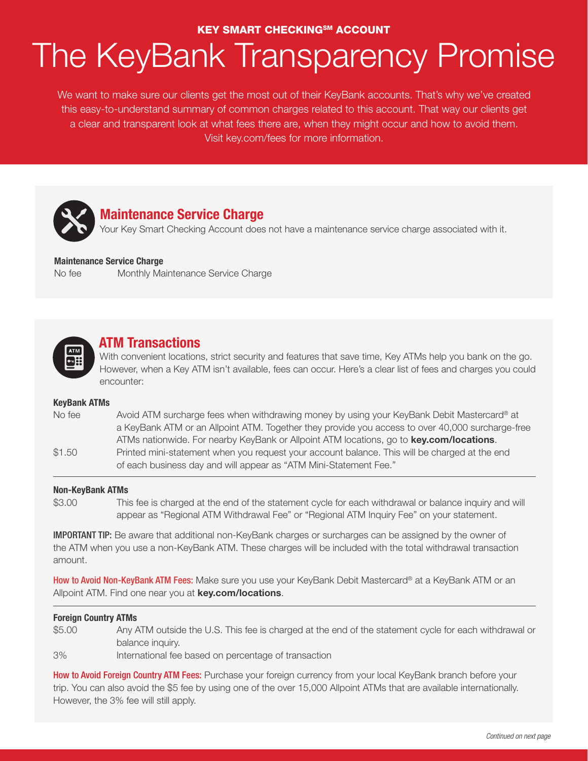**KEY SMART CHECKING℠ ACCOUNT**

# The KeyBank Transparency Promise

We want to make sure our clients get the most out of their KeyBank accounts. That's why we've created this easy-to-understand summary of common charges related to this account. That way our clients get a clear and transparent look at what fees there are, when they might occur and how to avoid them. Visit key.com/fees for more information.

## Maintenance Service Charge

Your Key Smart Checking Account does not have a maintenance service charge associated with it.

**Maintenance Service Charge**

| | |
|---|---|
| No fee | Monthly Maintenance Service Charge |

## ATM Transactions

With convenient locations, strict security and features that save time, Key ATMs help you bank on the go. However, when a Key ATM isn't available, fees can occur. Here's a clear list of fees and charges you could encounter:

**KeyBank ATMs**

| | |
|---|---|
| No fee | Avoid ATM surcharge fees when withdrawing money by using your KeyBank Debit Mastercard® at a KeyBank ATM or an Allpoint ATM. Together they provide you access to over 40,000 surcharge-free ATMs nationwide. For nearby KeyBank or Allpoint ATM locations, go to **key.com/locations**. |
| $1.50 | Printed mini-statement when you request your account balance. This will be charged at the end of each business day and will appear as "ATM Mini-Statement Fee." |

**Non-KeyBank ATMs**

| | |
|---|---|
| $3.00 | This fee is charged at the end of the statement cycle for each withdrawal or balance inquiry and will appear as "Regional ATM Withdrawal Fee" or "Regional ATM Inquiry Fee" on your statement. |

**IMPORTANT TIP:** Be aware that additional non-KeyBank charges or surcharges can be assigned by the owner of the ATM when you use a non-KeyBank ATM. These charges will be included with the total withdrawal transaction amount.

**How to Avoid Non-KeyBank ATM Fees:** Make sure you use your KeyBank Debit Mastercard® at a KeyBank ATM or an Allpoint ATM. Find one near you at **key.com/locations**.

**Foreign Country ATMs**

| | |
|---|---|
| $5.00 | Any ATM outside the U.S. This fee is charged at the end of the statement cycle for each withdrawal or balance inquiry. |
| 3% | International fee based on percentage of transaction |

**How to Avoid Foreign Country ATM Fees:** Purchase your foreign currency from your local KeyBank branch before your trip. You can also avoid the $5 fee by using one of the over 15,000 Allpoint ATMs that are available internationally. However, the 3% fee will still apply.

*Continued on next page*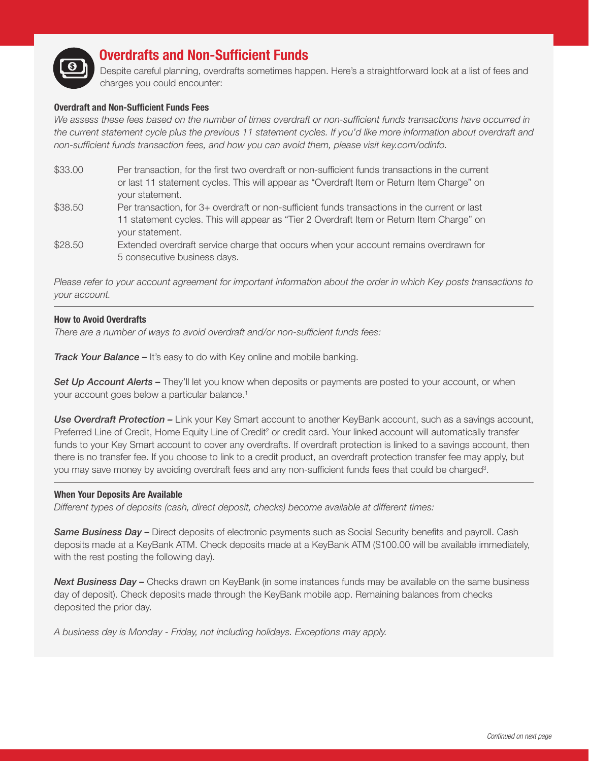## Overdrafts and Non-Sufficient Funds

Despite careful planning, overdrafts sometimes happen. Here's a straightforward look at a list of fees and charges you could encounter:

### Overdraft and Non-Sufficient Funds Fees

*We assess these fees based on the number of times overdraft or non-sufficient funds transactions have occurred in the current statement cycle plus the previous 11 statement cycles. If you'd like more information about overdraft and non-sufficient funds transaction fees, and how you can avoid them, please visit key.com/odinfo.*

| | |
|---|---|
| $33.00 | Per transaction, for the first two overdraft or non-sufficient funds transactions in the current or last 11 statement cycles. This will appear as "Overdraft Item or Return Item Charge" on your statement. |
| $38.50 | Per transaction, for 3+ overdraft or non-sufficient funds transactions in the current or last 11 statement cycles. This will appear as "Tier 2 Overdraft Item or Return Item Charge" on your statement. |
| $28.50 | Extended overdraft service charge that occurs when your account remains overdrawn for 5 consecutive business days. |

*Please refer to your account agreement for important information about the order in which Key posts transactions to your account.*

### How to Avoid Overdrafts

*There are a number of ways to avoid overdraft and/or non-sufficient funds fees:*

***Track Your Balance –*** It's easy to do with Key online and mobile banking.

***Set Up Account Alerts –*** They'll let you know when deposits or payments are posted to your account, or when your account goes below a particular balance.[1]

***Use Overdraft Protection –*** Link your Key Smart account to another KeyBank account, such as a savings account, Preferred Line of Credit, Home Equity Line of Credit[2] or credit card. Your linked account will automatically transfer funds to your Key Smart account to cover any overdrafts. If overdraft protection is linked to a savings account, then there is no transfer fee. If you choose to link to a credit product, an overdraft protection transfer fee may apply, but you may save money by avoiding overdraft fees and any non-sufficient funds fees that could be charged[3].

### When Your Deposits Are Available

*Different types of deposits (cash, direct deposit, checks) become available at different times:*

***Same Business Day –*** Direct deposits of electronic payments such as Social Security benefits and payroll. Cash deposits made at a KeyBank ATM. Check deposits made at a KeyBank ATM ($100.00 will be available immediately, with the rest posting the following day).

***Next Business Day –*** Checks drawn on KeyBank (in some instances funds may be available on the same business day of deposit). Check deposits made through the KeyBank mobile app. Remaining balances from checks deposited the prior day.

*A business day is Monday - Friday, not including holidays. Exceptions may apply.*

*Continued on next page*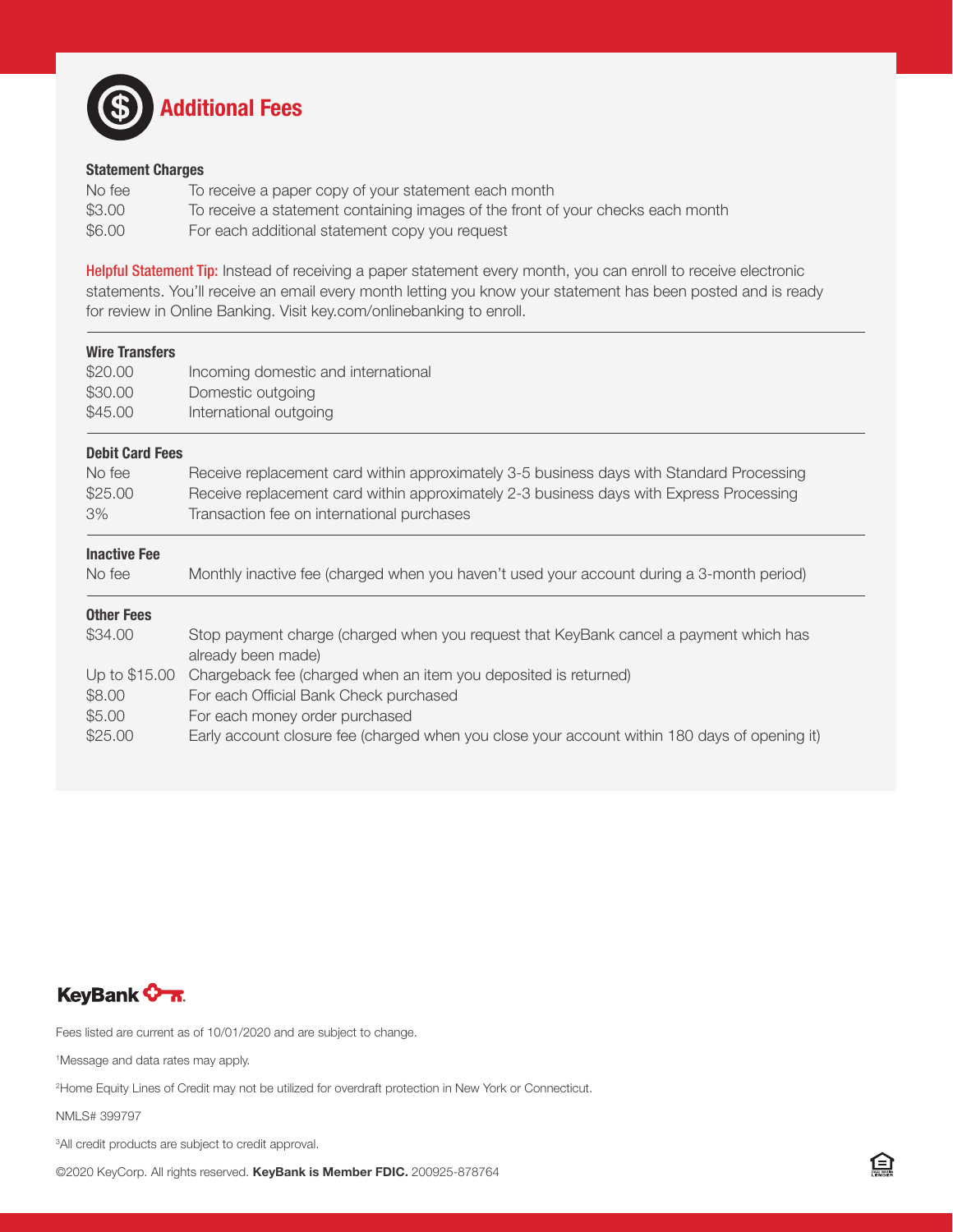# Additional Fees

### Statement Charges

| | |
|---|---|
| No fee | To receive a paper copy of your statement each month |
| $3.00 | To receive a statement containing images of the front of your checks each month |
| $6.00 | For each additional statement copy you request |

**Helpful Statement Tip:** Instead of receiving a paper statement every month, you can enroll to receive electronic statements. You'll receive an email every month letting you know your statement has been posted and is ready for review in Online Banking. Visit key.com/onlinebanking to enroll.

### Wire Transfers

| | |
|---|---|
| $20.00 | Incoming domestic and international |
| $30.00 | Domestic outgoing |
| $45.00 | International outgoing |

### Debit Card Fees

| | |
|---|---|
| No fee | Receive replacement card within approximately 3-5 business days with Standard Processing |
| $25.00 | Receive replacement card within approximately 2-3 business days with Express Processing |
| 3% | Transaction fee on international purchases |

### Inactive Fee

| | |
|---|---|
| No fee | Monthly inactive fee (charged when you haven't used your account during a 3-month period) |

### Other Fees

| | |
|---|---|
| $34.00 | Stop payment charge (charged when you request that KeyBank cancel a payment which has already been made) |
| Up to $15.00 | Chargeback fee (charged when an item you deposited is returned) |
| $8.00 | For each Official Bank Check purchased |
| $5.00 | For each money order purchased |
| $25.00 | Early account closure fee (charged when you close your account within 180 days of opening it) |

KeyBank

Fees listed are current as of 10/01/2020 and are subject to change.

[1]Message and data rates may apply.

[2]Home Equity Lines of Credit may not be utilized for overdraft protection in New York or Connecticut.

NMLS# 399797

[3]All credit products are subject to credit approval.

©2020 KeyCorp. All rights reserved. **KeyBank is Member FDIC.** 200925-878764